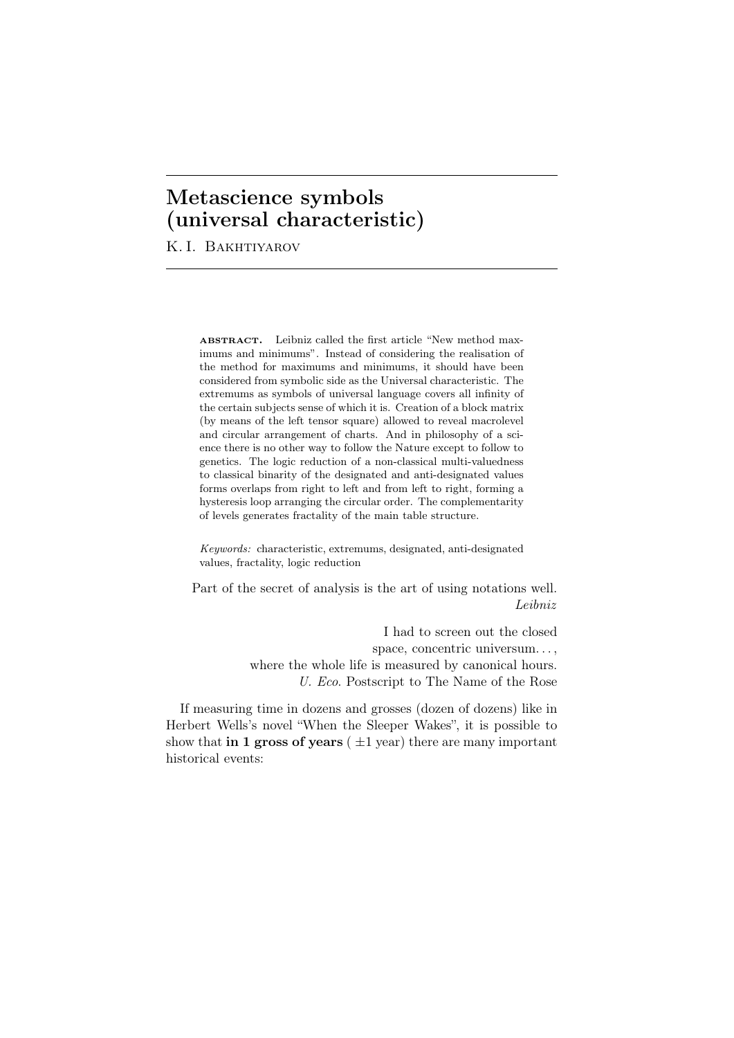# Metascience symbols (universal characteristic)

K. I. Bakhtiyarov

**abstract.** Leibniz called the first article "New method maximums and minimums". Instead of considering the realisation of the method for maximums and minimums, it should have been considered from symbolic side as the Universal characteristic. The extremums as symbols of universal language covers all infinity of the certain subjects sense of which it is. Creation of a block matrix (by means of the left tensor square) allowed to reveal macrolevel and circular arrangement of charts. And in philosophy of a science there is no other way to follow the Nature except to follow to genetics. The logic reduction of a non-classical multi-valuedness to classical binarity of the designated and anti-designated values forms overlaps from right to left and from left to right, forming a hysteresis loop arranging the circular order. The complementarity of levels generates fractality of the main table structure.

*Keywords:* characteristic, extremums, designated, anti-designated values, fractality, logic reduction

Part of the secret of analysis is the art of using notations well.
*Leibniz*

I had to screen out the closed
space, concentric universum. . . ,
where the whole life is measured by canonical hours.
*U. Eco.* Postscript to The Name of the Rose

If measuring time in dozens and grosses (dozen of dozens) like in Herbert Wells's novel "When the Sleeper Wakes", it is possible to show that **in 1 gross of years** ( ±1 year) there are many important historical events: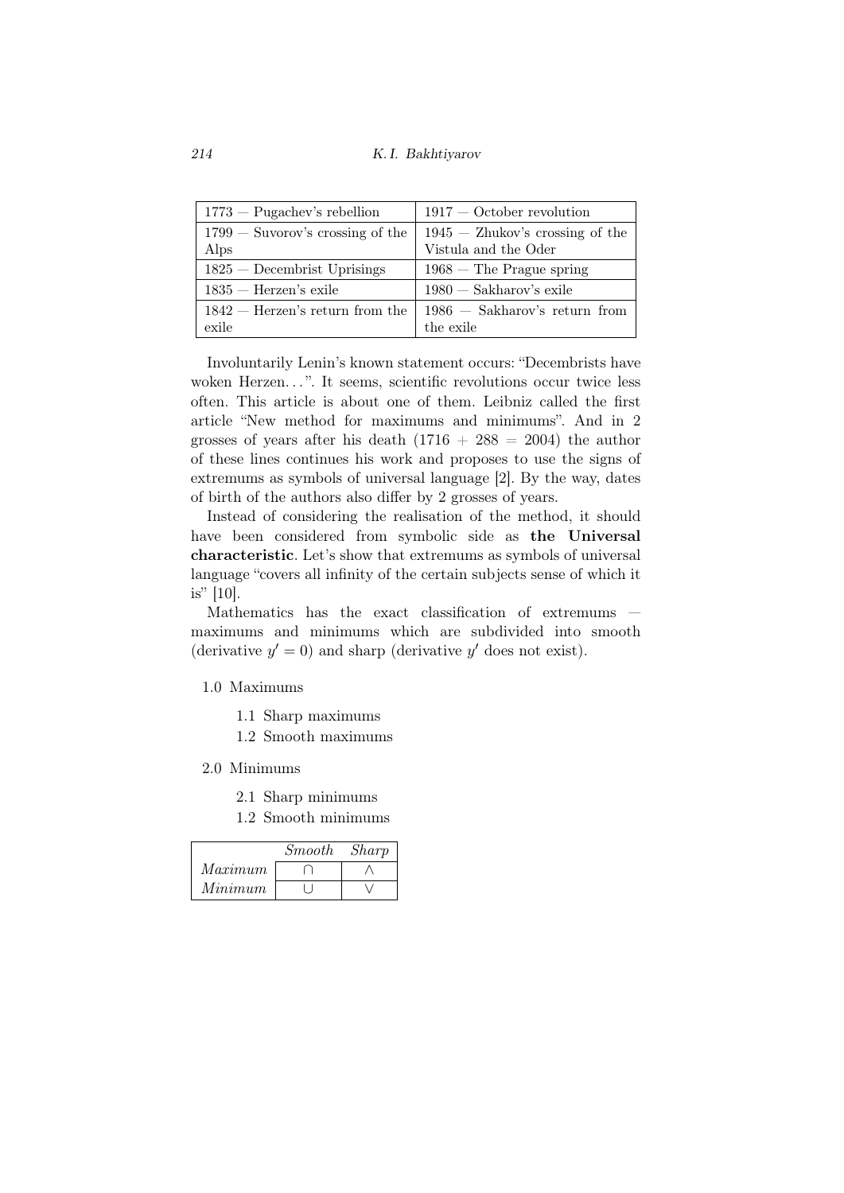| 1773 — Pugachev's rebellion | 1917 — October revolution |
|---|---|
| 1799 — Suvorov's crossing of the Alps | 1945 — Zhukov's crossing of the Vistula and the Oder |
| 1825 — Decembrist Uprisings | 1968 — The Prague spring |
| 1835 — Herzen's exile | 1980 — Sakharov's exile |
| 1842 — Herzen's return from the exile | 1986 — Sakharov's return from the exile |

Involuntarily Lenin's known statement occurs: "Decembrists have woken Herzen…". It seems, scientific revolutions occur twice less often. This article is about one of them. Leibniz called the first article "New method for maximums and minimums". And in 2 grosses of years after his death (1716 + 288 = 2004) the author of these lines continues his work and proposes to use the signs of extremums as symbols of universal language [2]. By the way, dates of birth of the authors also differ by 2 grosses of years.

Instead of considering the realisation of the method, it should have been considered from symbolic side as **the Universal characteristic**. Let's show that extremums as symbols of universal language "covers all infinity of the certain subjects sense of which it is" [10].

Mathematics has the exact classification of extremums — maximums and minimums which are subdivided into smooth (derivative $y' = 0$) and sharp (derivative $y'$ does not exist).

- 1.0 Maximums
  - 1.1 Sharp maximums
  - 1.2 Smooth maximums
- 2.0 Minimums
  - 2.1 Sharp minimums
  - 1.2 Smooth minimums

| | *Smooth* | *Sharp* |
|---|---|---|
| *Maximum* | $\cap$ | $\wedge$ |
| *Minimum* | $\cup$ | $\vee$ |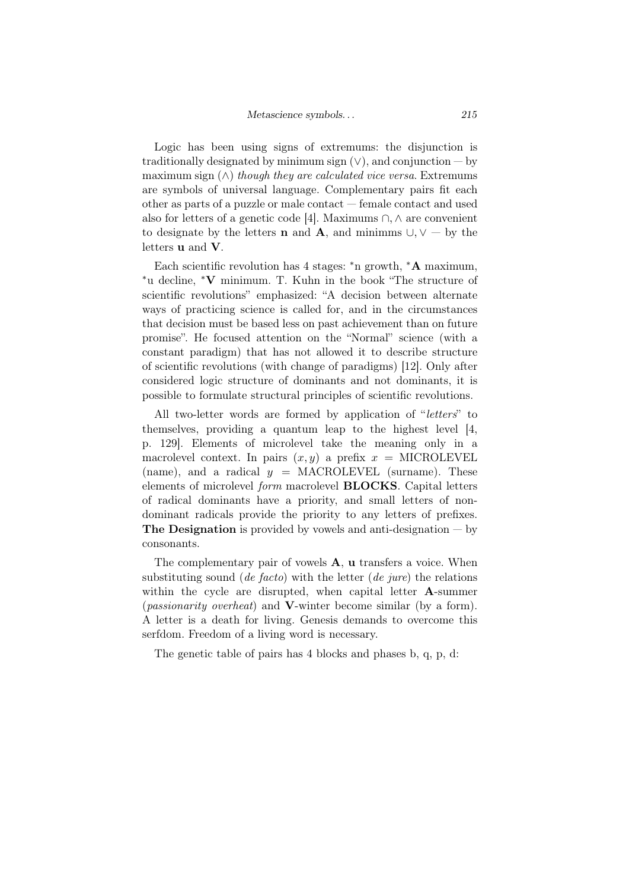Logic has been using signs of extremums: the disjunction is traditionally designated by minimum sign ($\vee$), and conjunction — by maximum sign ($\wedge$) *though they are calculated vice versa*. Extremums are symbols of universal language. Complementary pairs fit each other as parts of a puzzle or male contact — female contact and used also for letters of a genetic code [4]. Maximums $\cap, \wedge$ are convenient to designate by the letters **n** and **A**, and minimms $\cup, \vee$ — by the letters **u** and **V**.

Each scientific revolution has 4 stages: *n growth, ***A** maximum, *u decline, ***V** minimum. T. Kuhn in the book "The structure of scientific revolutions" emphasized: "A decision between alternate ways of practicing science is called for, and in the circumstances that decision must be based less on past achievement than on future promise". He focused attention on the "Normal" science (with a constant paradigm) that has not allowed it to describe structure of scientific revolutions (with change of paradigms) [12]. Only after considered logic structure of dominants and not dominants, it is possible to formulate structural principles of scientific revolutions.

All two-letter words are formed by application of "*letters*" to themselves, providing a quantum leap to the highest level [4, p. 129]. Elements of microlevel take the meaning only in a macrolevel context. In pairs $(x, y)$ a prefix $x$ = MICROLEVEL (name), and a radical $y$ = MACROLEVEL (surname). These elements of microlevel *form* macrolevel **BLOCKS**. Capital letters of radical dominants have a priority, and small letters of non-dominant radicals provide the priority to any letters of prefixes. **The Designation** is provided by vowels and anti-designation — by consonants.

The complementary pair of vowels **A**, **u** transfers a voice. When substituting sound (*de facto*) with the letter (*de jure*) the relations within the cycle are disrupted, when capital letter **A**-summer (*passionarity overheat*) and **V**-winter become similar (by a form). A letter is a death for living. Genesis demands to overcome this serfdom. Freedom of a living word is necessary.

The genetic table of pairs has 4 blocks and phases b, q, p, d: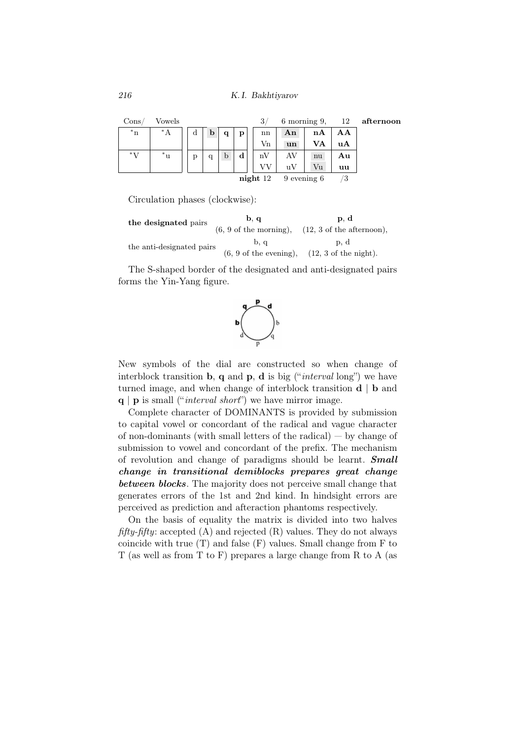| Cons/ | Vowels | | | | | | 3/ | 6 morning 9, | | 12 | **afternoon** |
|---|---|---|---|---|---|---|---|---|---|---|---|
| *n | *A | | d | **b** | **q** | **p** | nn | **An** | **nA** | **AA** | |
| | | | | | | | Vn | **un** | **VA** | **uA** | |
| *V | *u | | p | q | b | **d** | nV | AV | nu | **Au** | |
| | | | | | | | VV | uV | Vu | **uu** | |
| | | | | | | | **night** 12 | 9 evening 6 | | /3 | |

Circulation phases (clockwise):

| | | |
|---|---|---|
| **the designated** pairs | **b**, **q** (6, 9 of the morning), | **p**, **d** (12, 3 of the afternoon), |
| the anti-designated pairs | b, q (6, 9 of the evening), | p, d (12, 3 of the night). |

The S-shaped border of the designated and anti-designated pairs forms the Yin-Yang figure.

New symbols of the dial are constructed so when change of interblock transition **b**, **q** and **p**, **d** is big ("*interval* long") we have turned image, and when change of interblock transition **d** | **b** and **q** | **p** is small ("*interval short*") we have mirror image.

Complete character of DOMINANTS is provided by submission to capital vowel or concordant of the radical and vague character of non-dominants (with small letters of the radical) — by change of submission to vowel and concordant of the prefix. The mechanism of revolution and change of paradigms should be learnt. ***Small change in transitional demiblocks prepares great change between blocks***. The majority does not perceive small change that generates errors of the 1st and 2nd kind. In hindsight errors are perceived as prediction and afteraction phantoms respectively.

On the basis of equality the matrix is divided into two halves *fifty-fifty*: accepted (A) and rejected (R) values. They do not always coincide with true (T) and false (F) values. Small change from F to T (as well as from T to F) prepares a large change from R to A (as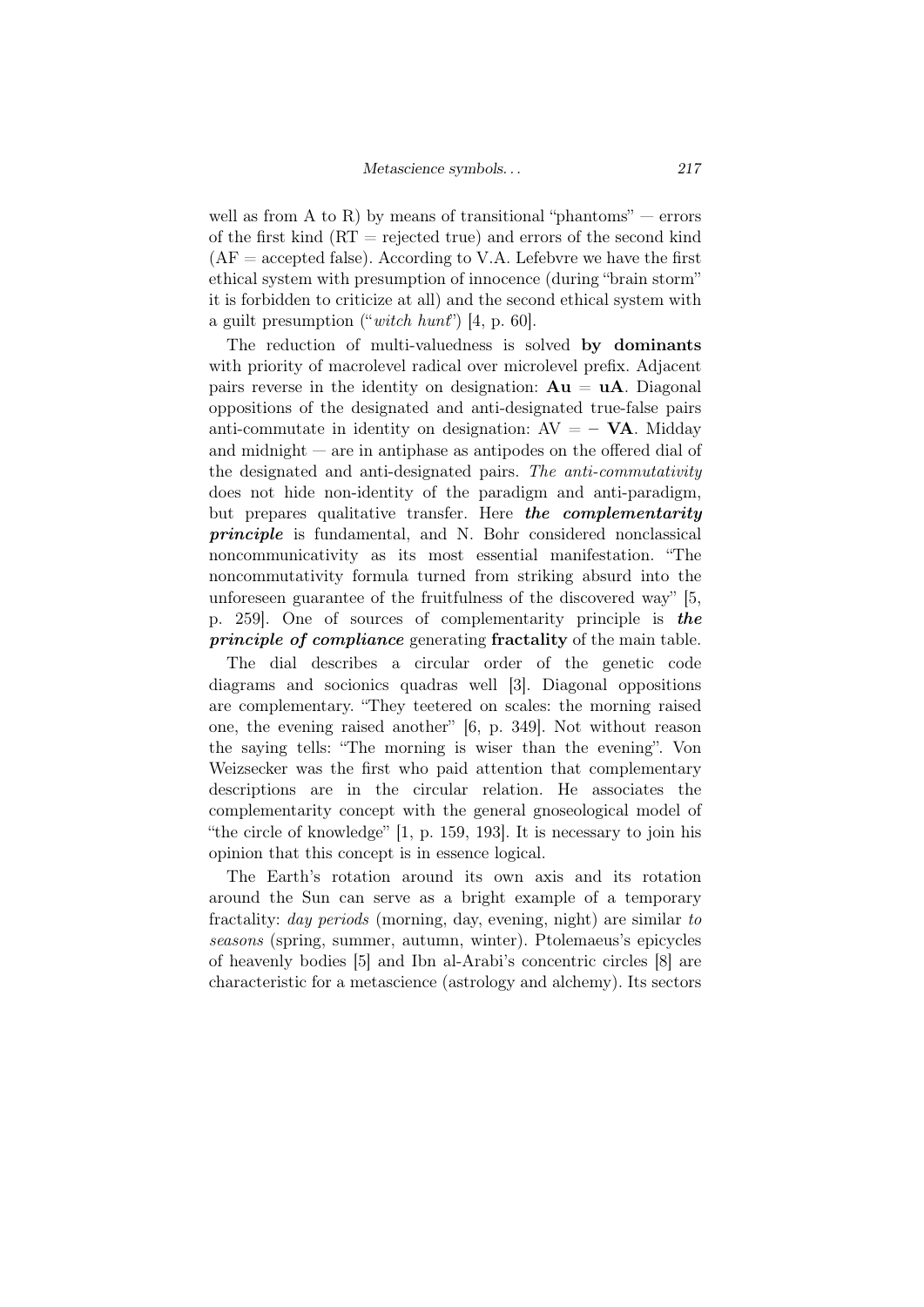well as from A to R) by means of transitional "phantoms" — errors of the first kind (RT = rejected true) and errors of the second kind (AF = accepted false). According to V.A. Lefebvre we have the first ethical system with presumption of innocence (during "brain storm" it is forbidden to criticize at all) and the second ethical system with a guilt presumption ("*witch hunt*") [4, p. 60].

The reduction of multi-valuedness is solved **by dominants** with priority of macrolevel radical over microlevel prefix. Adjacent pairs reverse in the identity on designation: **Au** = **uA**. Diagonal oppositions of the designated and anti-designated true-false pairs anti-commutate in identity on designation: AV = − **VA**. Midday and midnight — are in antiphase as antipodes on the offered dial of the designated and anti-designated pairs. *The anti-commutativity* does not hide non-identity of the paradigm and anti-paradigm, but prepares qualitative transfer. Here ***the complementarity principle*** is fundamental, and N. Bohr considered nonclassical noncommunicativity as its most essential manifestation. "The noncommutativity formula turned from striking absurd into the unforeseen guarantee of the fruitfulness of the discovered way" [5, p. 259]. One of sources of complementarity principle is ***the principle of compliance*** generating **fractality** of the main table.

The dial describes a circular order of the genetic code diagrams and socionics quadras well [3]. Diagonal oppositions are complementary. "They teetered on scales: the morning raised one, the evening raised another" [6, p. 349]. Not without reason the saying tells: "The morning is wiser than the evening". Von Weizsecker was the first who paid attention that complementary descriptions are in the circular relation. He associates the complementarity concept with the general gnoseological model of "the circle of knowledge" [1, p. 159, 193]. It is necessary to join his opinion that this concept is in essence logical.

The Earth's rotation around its own axis and its rotation around the Sun can serve as a bright example of a temporary fractality: *day periods* (morning, day, evening, night) are similar *to seasons* (spring, summer, autumn, winter). Ptolemaeus's epicycles of heavenly bodies [5] and Ibn al-Arabi's concentric circles [8] are characteristic for a metascience (astrology and alchemy). Its sectors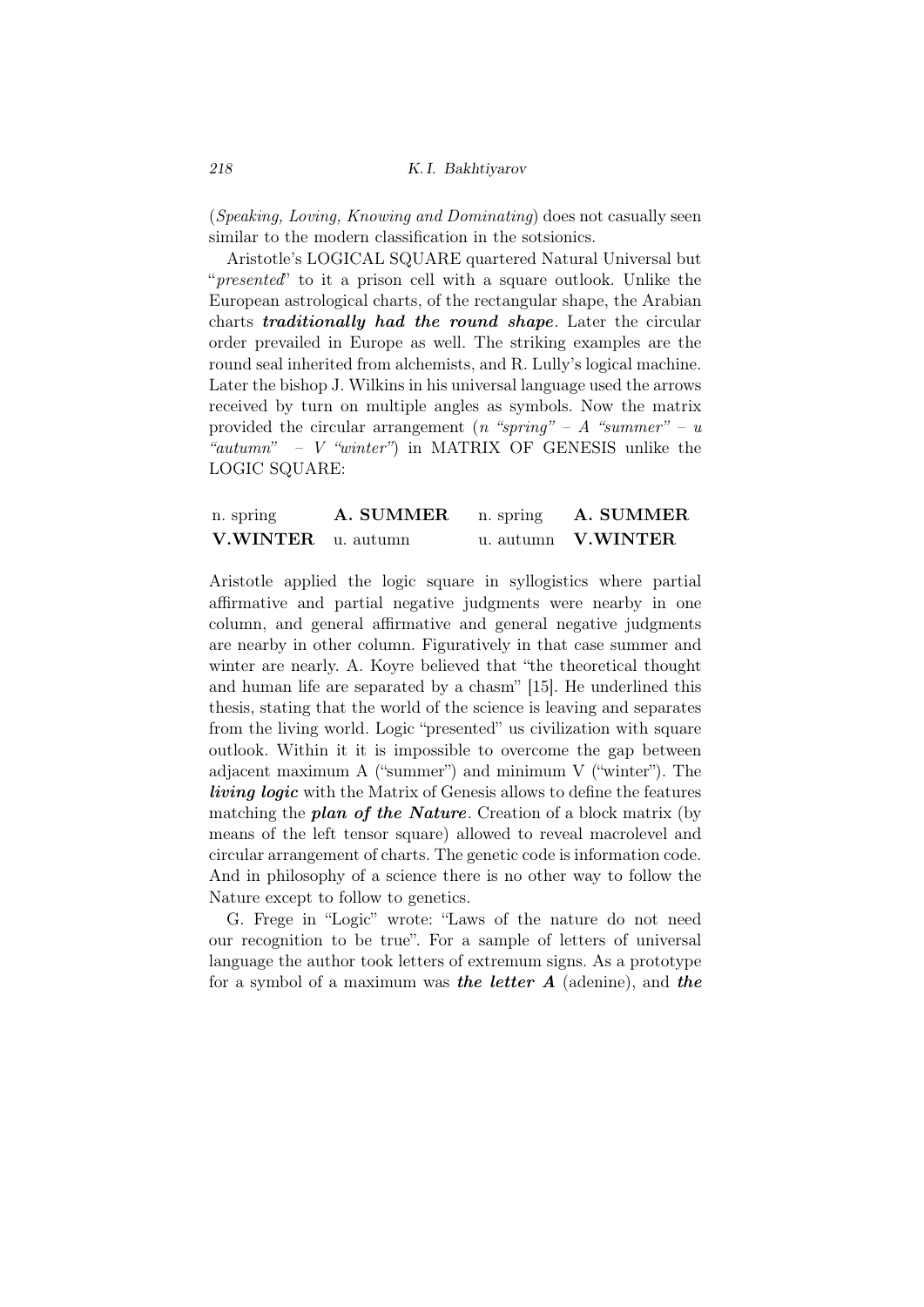(*Speaking, Loving, Knowing and Dominating*) does not casually seen similar to the modern classification in the sotsionics.

Aristotle's LOGICAL SQUARE quartered Natural Universal but "*presented*" to it a prison cell with a square outlook. Unlike the European astrological charts, of the rectangular shape, the Arabian charts ***traditionally had the round shape***. Later the circular order prevailed in Europe as well. The striking examples are the round seal inherited from alchemists, and R. Lully's logical machine. Later the bishop J. Wilkins in his universal language used the arrows received by turn on multiple angles as symbols. Now the matrix provided the circular arrangement (*n "spring" – A "summer" – u "autumn" – V "winter"*) in MATRIX OF GENESIS unlike the LOGIC SQUARE:

| | | | |
|---|---|---|---|
| n. spring | **A. SUMMER** | n. spring | **A. SUMMER** |
| **V.WINTER** | u. autumn | u. autumn | **V.WINTER** |

Aristotle applied the logic square in syllogistics where partial affirmative and partial negative judgments were nearby in one column, and general affirmative and general negative judgments are nearby in other column. Figuratively in that case summer and winter are nearly. A. Koyre believed that "the theoretical thought and human life are separated by a chasm" [15]. He underlined this thesis, stating that the world of the science is leaving and separates from the living world. Logic "presented" us civilization with square outlook. Within it it is impossible to overcome the gap between adjacent maximum A ("summer") and minimum V ("winter"). The ***living logic*** with the Matrix of Genesis allows to define the features matching the ***plan of the Nature***. Creation of a block matrix (by means of the left tensor square) allowed to reveal macrolevel and circular arrangement of charts. The genetic code is information code. And in philosophy of a science there is no other way to follow the Nature except to follow to genetics.

G. Frege in "Logic" wrote: "Laws of the nature do not need our recognition to be true". For a sample of letters of universal language the author took letters of extremum signs. As a prototype for a symbol of a maximum was ***the letter A*** (adenine), and ***the***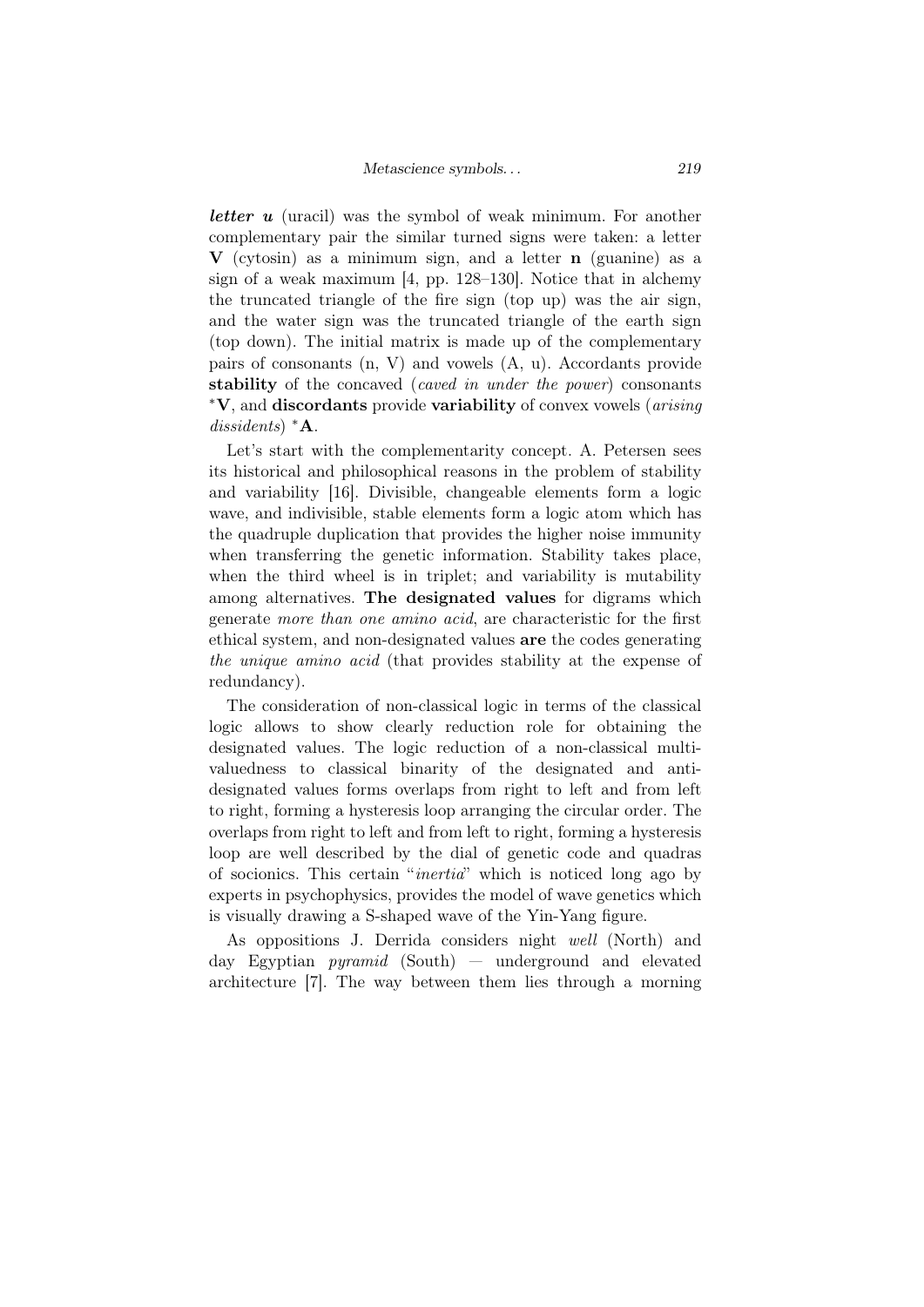***letter u*** (uracil) was the symbol of weak minimum. For another complementary pair the similar turned signs were taken: a letter **V** (cytosin) as a minimum sign, and a letter **n** (guanine) as a sign of a weak maximum [4, pp. 128–130]. Notice that in alchemy the truncated triangle of the fire sign (top up) was the air sign, and the water sign was the truncated triangle of the earth sign (top down). The initial matrix is made up of the complementary pairs of consonants (n, V) and vowels (A, u). Accordants provide **stability** of the concaved (*caved in under the power*) consonants *V, and **discordants** provide **variability** of convex vowels (*arising dissidents*) *A.

Let's start with the complementarity concept. A. Petersen sees its historical and philosophical reasons in the problem of stability and variability [16]. Divisible, changeable elements form a logic wave, and indivisible, stable elements form a logic atom which has the quadruple duplication that provides the higher noise immunity when transferring the genetic information. Stability takes place, when the third wheel is in triplet; and variability is mutability among alternatives. **The designated values** for digrams which generate *more than one amino acid*, are characteristic for the first ethical system, and non-designated values **are** the codes generating *the unique amino acid* (that provides stability at the expense of redundancy).

The consideration of non-classical logic in terms of the classical logic allows to show clearly reduction role for obtaining the designated values. The logic reduction of a non-classical multi-valuedness to classical binarity of the designated and anti-designated values forms overlaps from right to left and from left to right, forming a hysteresis loop arranging the circular order. The overlaps from right to left and from left to right, forming a hysteresis loop are well described by the dial of genetic code and quadras of socionics. This certain "*inertia*" which is noticed long ago by experts in psychophysics, provides the model of wave genetics which is visually drawing a S-shaped wave of the Yin-Yang figure.

As oppositions J. Derrida considers night *well* (North) and day Egyptian *pyramid* (South) — underground and elevated architecture [7]. The way between them lies through a morning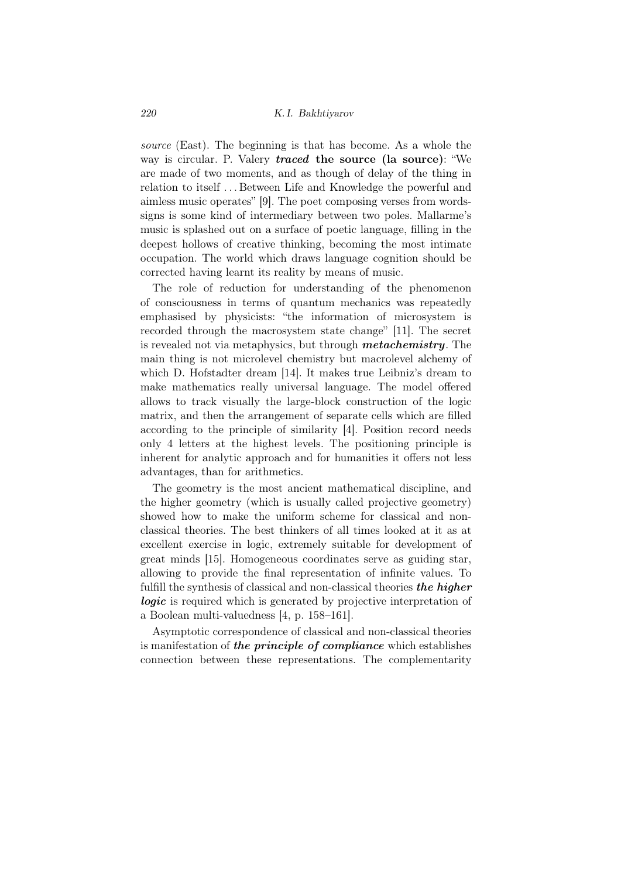*source* (East). The beginning is that has become. As a whole the way is circular. P. Valery ***traced* the source (la source)**: "We are made of two moments, and as though of delay of the thing in relation to itself ... Between Life and Knowledge the powerful and aimless music operates" [9]. The poet composing verses from words-signs is some kind of intermediary between two poles. Mallarme's music is splashed out on a surface of poetic language, filling in the deepest hollows of creative thinking, becoming the most intimate occupation. The world which draws language cognition should be corrected having learnt its reality by means of music.

The role of reduction for understanding of the phenomenon of consciousness in terms of quantum mechanics was repeatedly emphasised by physicists: "the information of microsystem is recorded through the macrosystem state change" [11]. The secret is revealed not via metaphysics, but through ***metachemistry***. The main thing is not microlevel chemistry but macrolevel alchemy of which D. Hofstadter dream [14]. It makes true Leibniz's dream to make mathematics really universal language. The model offered allows to track visually the large-block construction of the logic matrix, and then the arrangement of separate cells which are filled according to the principle of similarity [4]. Position record needs only 4 letters at the highest levels. The positioning principle is inherent for analytic approach and for humanities it offers not less advantages, than for arithmetics.

The geometry is the most ancient mathematical discipline, and the higher geometry (which is usually called projective geometry) showed how to make the uniform scheme for classical and non-classical theories. The best thinkers of all times looked at it as at excellent exercise in logic, extremely suitable for development of great minds [15]. Homogeneous coordinates serve as guiding star, allowing to provide the final representation of infinite values. To fulfill the synthesis of classical and non-classical theories ***the higher logic*** is required which is generated by projective interpretation of a Boolean multi-valuedness [4, p. 158–161].

Asymptotic correspondence of classical and non-classical theories is manifestation of ***the principle of compliance*** which establishes connection between these representations. The complementarity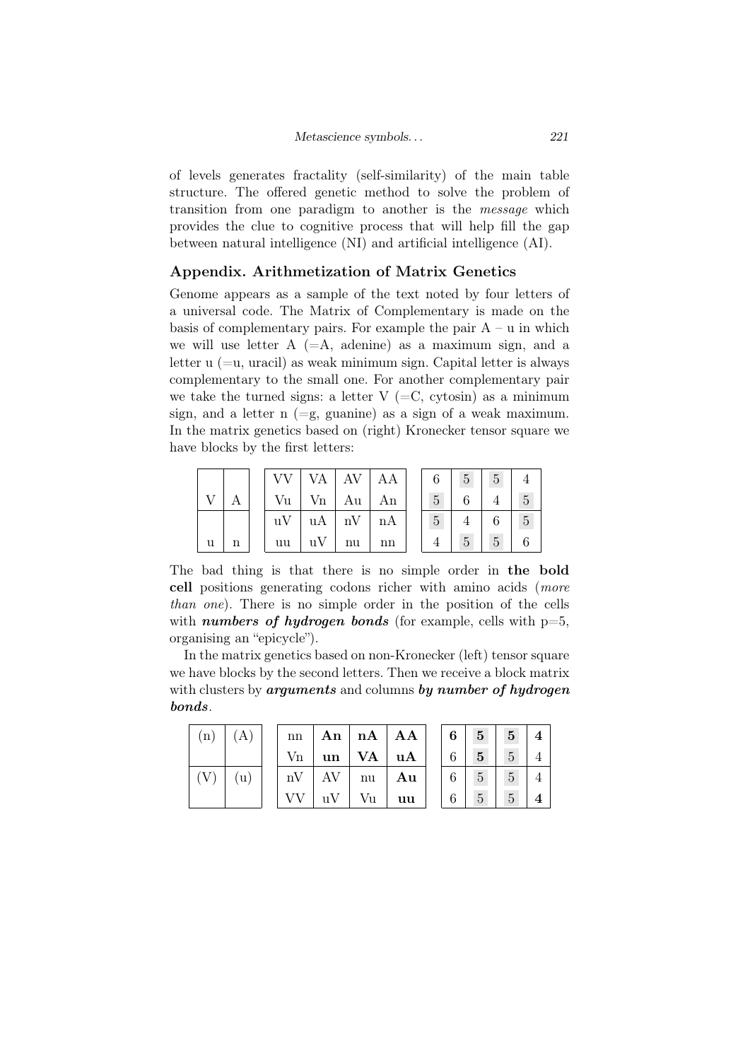of levels generates fractality (self-similarity) of the main table structure. The offered genetic method to solve the problem of transition from one paradigm to another is the *message* which provides the clue to cognitive process that will help fill the gap between natural intelligence (NI) and artificial intelligence (AI).

## Appendix. Arithmetization of Matrix Genetics

Genome appears as a sample of the text noted by four letters of a universal code. The Matrix of Complementary is made on the basis of complementary pairs. For example the pair A – u in which we will use letter A (=A, adenine) as a maximum sign, and a letter u (=u, uracil) as weak minimum sign. Capital letter is always complementary to the small one. For another complementary pair we take the turned signs: a letter V (=C, cytosin) as a minimum sign, and a letter n (=g, guanine) as a sign of a weak maximum. In the matrix genetics based on (right) Kronecker tensor square we have blocks by the first letters:

| | |
|---|---|
| V | A |
| u | n |

| | | | |
|---|---|---|---|
| VV | VA | AV | AA |
| Vu | Vn | Au | An |
| uV | uA | nV | nA |
| uu | uV | nu | nn |

| | | | |
|---|---|---|---|
| 6 | 5 | 5 | 4 |
| 5 | 6 | 4 | 5 |
| 5 | 4 | 6 | 5 |
| 4 | 5 | 5 | 6 |

The bad thing is that there is no simple order in **the bold cell** positions generating codons richer with amino acids (*more than one*). There is no simple order in the position of the cells with ***numbers of hydrogen bonds*** (for example, cells with p=5, organising an "epicycle").

In the matrix genetics based on non-Kronecker (left) tensor square we have blocks by the second letters. Then we receive a block matrix with clusters by ***arguments*** and columns ***by number of hydrogen bonds***.

| | |
|---|---|
| (n) | (A) |
| (V) | (u) |

| | | | |
|---|---|---|---|
| nn | **An** | **nA** | **AA** |
| Vn | **un** | **VA** | **uA** |
| nV | AV | nu | **Au** |
| VV | uV | Vu | **uu** |

| | | | |
|---|---|---|---|
| **6** | **5** | **5** | **4** |
| 6 | **5** | 5 | 4 |
| 6 | 5 | 5 | 4 |
| 6 | 5 | 5 | **4** |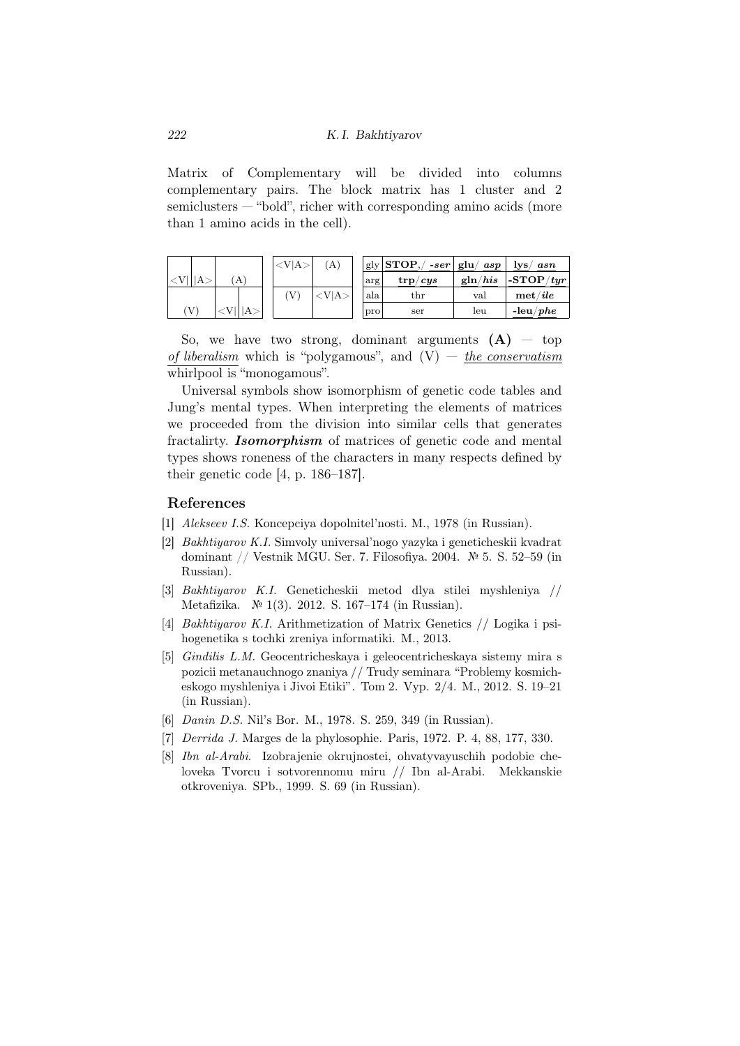Matrix of Complementary will be divided into columns complementary pairs. The block matrix has 1 cluster and 2 semiclusters — "bold", richer with corresponding amino acids (more than 1 amino acids in the cell).

| <V\| | \|A> | (A) | |
|---|---|---|---|
| (V) | | <V\| | \|A> |

| <V\|A> | (A) |
|---|---|
| (V) | <V\|A> |

| gly | **STOP**,/ ***-ser*** | **glu**/ ***asp*** | **lys**/ ***asn*** |
|---|---|---|---|
| arg | **trp**/***cys*** | **gln**/***his*** | **-STOP**/***tyr*** |
| ala | thr | val | **met**/***ile*** |
| pro | ser | leu | **-leu**/***phe*** |

So, we have two strong, dominant arguments **(A)** — top <u>*of liberalism*</u> which is "polygamous", and (V) — <u>*the conservatism*</u> whirlpool is "monogamous".

Universal symbols show isomorphism of genetic code tables and Jung's mental types. When interpreting the elements of matrices we proceeded from the division into similar cells that generates fractalirty. ***Isomorphism*** of matrices of genetic code and mental types shows roneness of the characters in many respects defined by their genetic code [4, p. 186–187].

## References

[1] *Alekseev I.S.* Koncepciya dopolnitel'nosti. M., 1978 (in Russian).

[2] *Bakhtiyarov K.I.* Simvoly universal'nogo yazyka i geneticheskii kvadrat dominant // Vestnik MGU. Ser. 7. Filosofiya. 2004. № 5. S. 52–59 (in Russian).

[3] *Bakhtiyarov K.I.* Geneticheskii metod dlya stilei myshleniya // Metafizika. № 1(3). 2012. S. 167–174 (in Russian).

[4] *Bakhtiyarov K.I.* Arithmetization of Matrix Genetics // Logika i psihogenetika s tochki zreniya informatiki. M., 2013.

[5] *Gindilis L.M.* Geocentricheskaya i geleocentricheskaya sistemy mira s pozicii metanauchnogo znaniya // Trudy seminara "Problemy kosmicheskogo myshleniya i Jivoi Etiki". Tom 2. Vyp. 2/4. M., 2012. S. 19–21 (in Russian).

[6] *Danin D.S.* Nil's Bor. M., 1978. S. 259, 349 (in Russian).

[7] *Derrida J.* Marges de la phylosophie. Paris, 1972. P. 4, 88, 177, 330.

[8] *Ibn al-Arabi*. Izobrajenie okrujnostei, ohvatyvayuschih podobie cheloveka Tvorcu i sotvorennomu miru // Ibn al-Arabi. Mekkanskie otkroveniya. SPb., 1999. S. 69 (in Russian).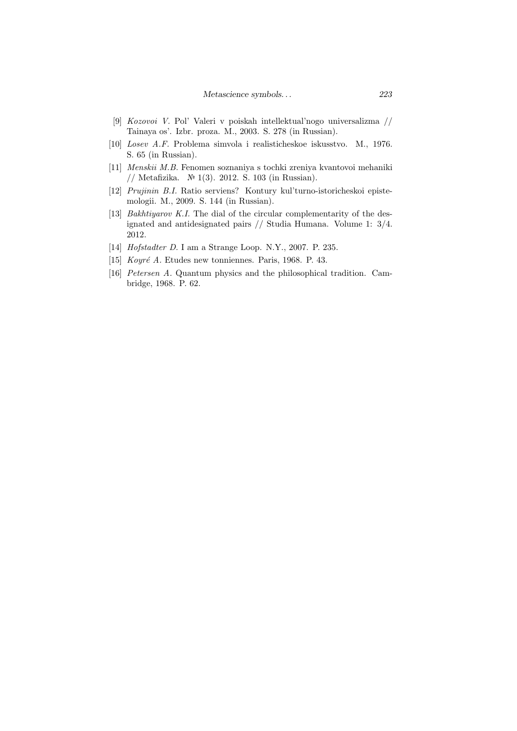[9] *Kozovoi V.* Pol' Valeri v poiskah intellektual'nogo universalizma // Tainaya os'. Izbr. proza. M., 2003. S. 278 (in Russian).

[10] *Losev A.F.* Problema simvola i realisticheskoe iskusstvo. M., 1976. S. 65 (in Russian).

[11] *Menskii M.B.* Fenomen soznaniya s tochki zreniya kvantovoi mehaniki // Metafizika. № 1(3). 2012. S. 103 (in Russian).

[12] *Prujinin B.I.* Ratio serviens? Kontury kul'turno-istoricheskoi epistemologii. M., 2009. S. 144 (in Russian).

[13] *Bakhtiyarov K.I.* The dial of the circular complementarity of the designated and antidesignated pairs // Studia Humana. Volume 1: 3/4. 2012.

[14] *Hofstadter D.* I am a Strange Loop. N.Y., 2007. P. 235.

[15] *Koyré A.* Etudes new tonniennes. Paris, 1968. P. 43.

[16] *Petersen A.* Quantum physics and the philosophical tradition. Cambridge, 1968. P. 62.